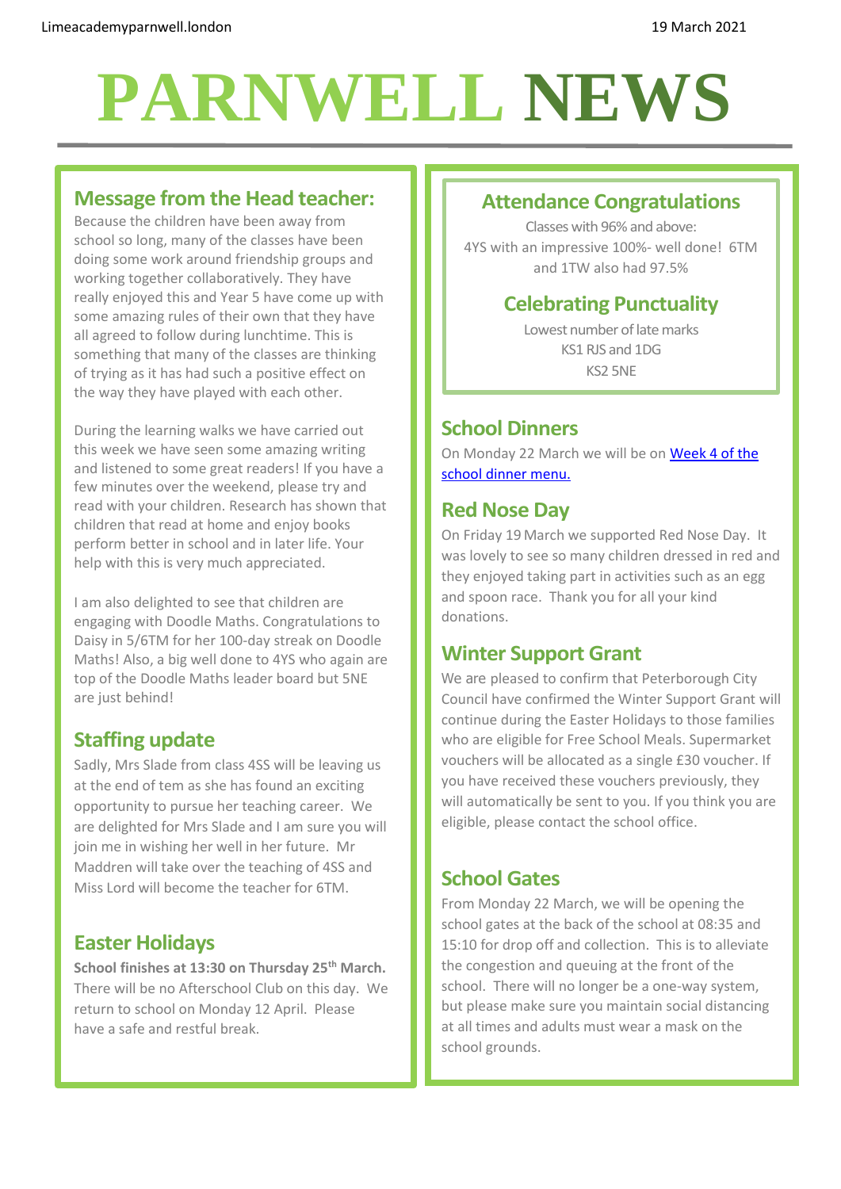Limeacademyparnwell.london

19 March 2021

# PARNWELL NEWS

## Message from the Head teacher:

Because the children have been away from school so long, many of the classes have been doing some work around friendship groups and working together collaboratively. They have really enjoyed this and Year 5 have come up with some amazing rules of their own that they have all agreed to follow during lunchtime. This is something that many of the classes are thinking of trying as it has had such a positive effect on the way they have played with each other.

During the learning walks we have carried out this week we have seen some amazing writing and listened to some great readers! If you have a few minutes over the weekend, please try and read with your children. Research has shown that children that read at home and enjoy books perform better in school and in later life. Your help with this is very much appreciated.

I am also delighted to see that children are engaging with Doodle Maths. Congratulations to Daisy in 5/6TM for her 100-day streak on Doodle Maths! Also, a big well done to 4YS who again are top of the Doodle Maths leader board but 5NE are just behind!

## Staffing update

Sadly, Mrs Slade from class 4SS will be leaving us at the end of tem as she has found an exciting opportunity to pursue her teaching career. We are delighted for Mrs Slade and I am sure you will join me in wishing her well in her future. Mr Maddren will take over the teaching of 4SS and Miss Lord will become the teacher for 6TM.

## Easter Holidays

**School finishes at 13:30 on Thursday 25th March.** There will be no Afterschool Club on this day. We return to school on Monday 12 April. Please have a safe and restful break.

## Attendance Congratulations

Classes with 96% and above:
4YS with an impressive 100%- well done! 6TM and 1TW also had 97.5%

## Celebrating Punctuality

Lowest number of late marks
KS1 RJS and 1DG
KS2 5NE

## School Dinners

On Monday 22 March we will be on [Week 4 of the school dinner menu.]

## Red Nose Day

On Friday 19 March we supported Red Nose Day. It was lovely to see so many children dressed in red and they enjoyed taking part in activities such as an egg and spoon race. Thank you for all your kind donations.

## Winter Support Grant

We are pleased to confirm that Peterborough City Council have confirmed the Winter Support Grant will continue during the Easter Holidays to those families who are eligible for Free School Meals. Supermarket vouchers will be allocated as a single £30 voucher. If you have received these vouchers previously, they will automatically be sent to you. If you think you are eligible, please contact the school office.

## School Gates

From Monday 22 March, we will be opening the school gates at the back of the school at 08:35 and 15:10 for drop off and collection. This is to alleviate the congestion and queuing at the front of the school. There will no longer be a one-way system, but please make sure you maintain social distancing at all times and adults must wear a mask on the school grounds.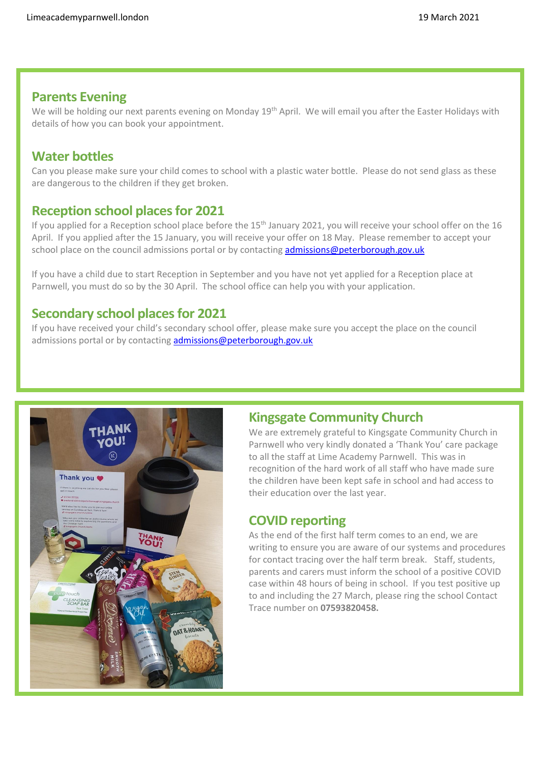## Parents Evening

We will be holding our next parents evening on Monday 19th April. We will email you after the Easter Holidays with details of how you can book your appointment.

## Water bottles

Can you please make sure your child comes to school with a plastic water bottle. Please do not send glass as these are dangerous to the children if they get broken.

## Reception school places for 2021

If you applied for a Reception school place before the 15th January 2021, you will receive your school offer on the 16 April. If you applied after the 15 January, you will receive your offer on 18 May. Please remember to accept your school place on the council admissions portal or by contacting admissions@peterborough.gov.uk

If you have a child due to start Reception in September and you have not yet applied for a Reception place at Parnwell, you must do so by the 30 April. The school office can help you with your application.

## Secondary school places for 2021

If you have received your child's secondary school offer, please make sure you accept the place on the council admissions portal or by contacting admissions@peterborough.gov.uk

## Kingsgate Community Church

We are extremely grateful to Kingsgate Community Church in Parnwell who very kindly donated a 'Thank You' care package to all the staff at Lime Academy Parnwell. This was in recognition of the hard work of all staff who have made sure the children have been kept safe in school and had access to their education over the last year.

## COVID reporting

As the end of the first half term comes to an end, we are writing to ensure you are aware of our systems and procedures for contact tracing over the half term break. Staff, students, parents and carers must inform the school of a positive COVID case within 48 hours of being in school. If you test positive up to and including the 27 March, please ring the school Contact Trace number on **07593820458.**